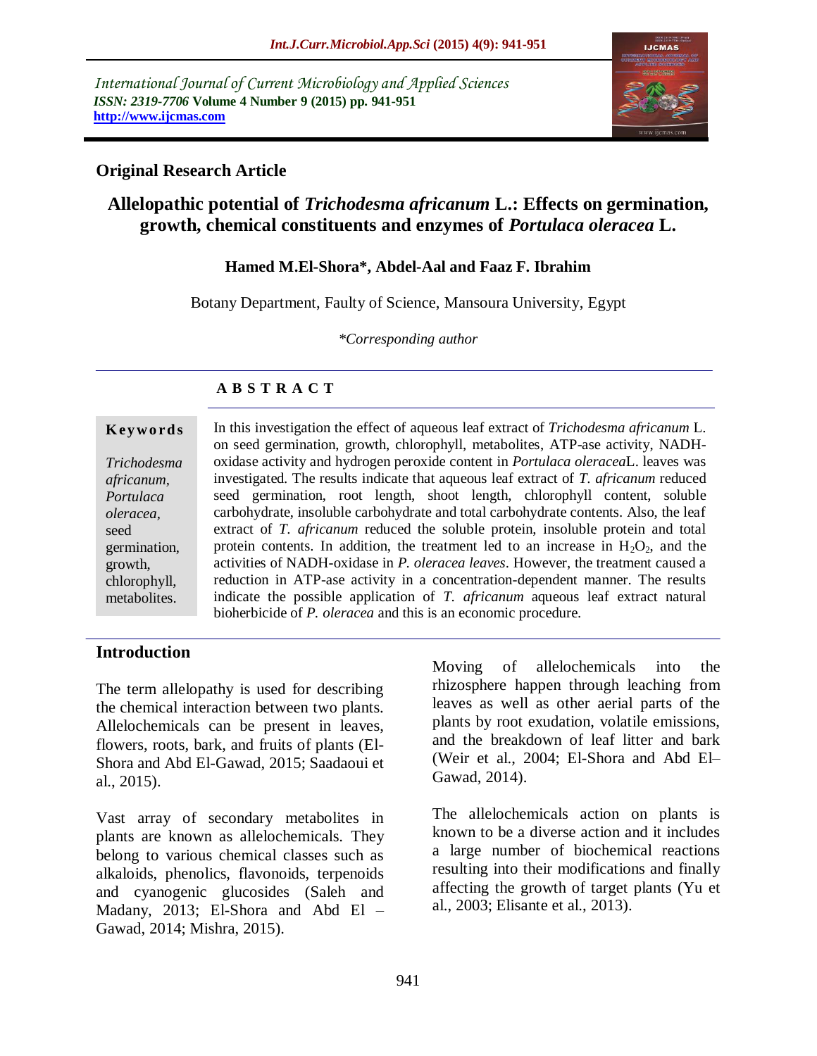International Journal of Current Microbiology and Applied Sciences
*ISSN: 2319-7706* **Volume 4 Number 9 (2015) pp. 941-951**
**http://www.ijcmas.com**

## Original Research Article

# Allelopathic potential of *Trichodesma africanum* L.: Effects on germination, growth, chemical constituents and enzymes of *Portulaca oleracea* L.

**Hamed M.El-Shora\*, Abdel-Aal and Faaz F. Ibrahim**

Botany Department, Faulty of Science, Mansoura University, Egypt

*\*Corresponding author*

## A B S T R A C T

**Keywords**

*Trichodesma africanum, Portulaca oleracea,* seed germination, growth, chlorophyll, metabolites.

In this investigation the effect of aqueous leaf extract of *Trichodesma africanum* L. on seed germination, growth, chlorophyll, metabolites, ATP-ase activity, NADH-oxidase activity and hydrogen peroxide content in *Portulaca oleracea*L. leaves was investigated. The results indicate that aqueous leaf extract of *T. africanum* reduced seed germination, root length, shoot length, chlorophyll content, soluble carbohydrate, insoluble carbohydrate and total carbohydrate contents. Also, the leaf extract of *T. africanum* reduced the soluble protein, insoluble protein and total protein contents. In addition, the treatment led to an increase in $H_2O_2$, and the activities of NADH-oxidase in *P. oleracea leaves*. However, the treatment caused a reduction in ATP-ase activity in a concentration-dependent manner. The results indicate the possible application of *T. africanum* aqueous leaf extract natural bioherbicide of *P. oleracea* and this is an economic procedure.

## Introduction

The term allelopathy is used for describing the chemical interaction between two plants. Allelochemicals can be present in leaves, flowers, roots, bark, and fruits of plants (El-Shora and Abd El-Gawad, 2015; Saadaoui et al., 2015).

Vast array of secondary metabolites in plants are known as allelochemicals. They belong to various chemical classes such as alkaloids, phenolics, flavonoids, terpenoids and cyanogenic glucosides (Saleh and Madany, 2013; El-Shora and Abd El –Gawad, 2014; Mishra, 2015).

Moving of allelochemicals into the rhizosphere happen through leaching from leaves as well as other aerial parts of the plants by root exudation, volatile emissions, and the breakdown of leaf litter and bark (Weir et al., 2004; El-Shora and Abd El–Gawad, 2014).

The allelochemicals action on plants is known to be a diverse action and it includes a large number of biochemical reactions resulting into their modifications and finally affecting the growth of target plants (Yu et al., 2003; Elisante et al., 2013).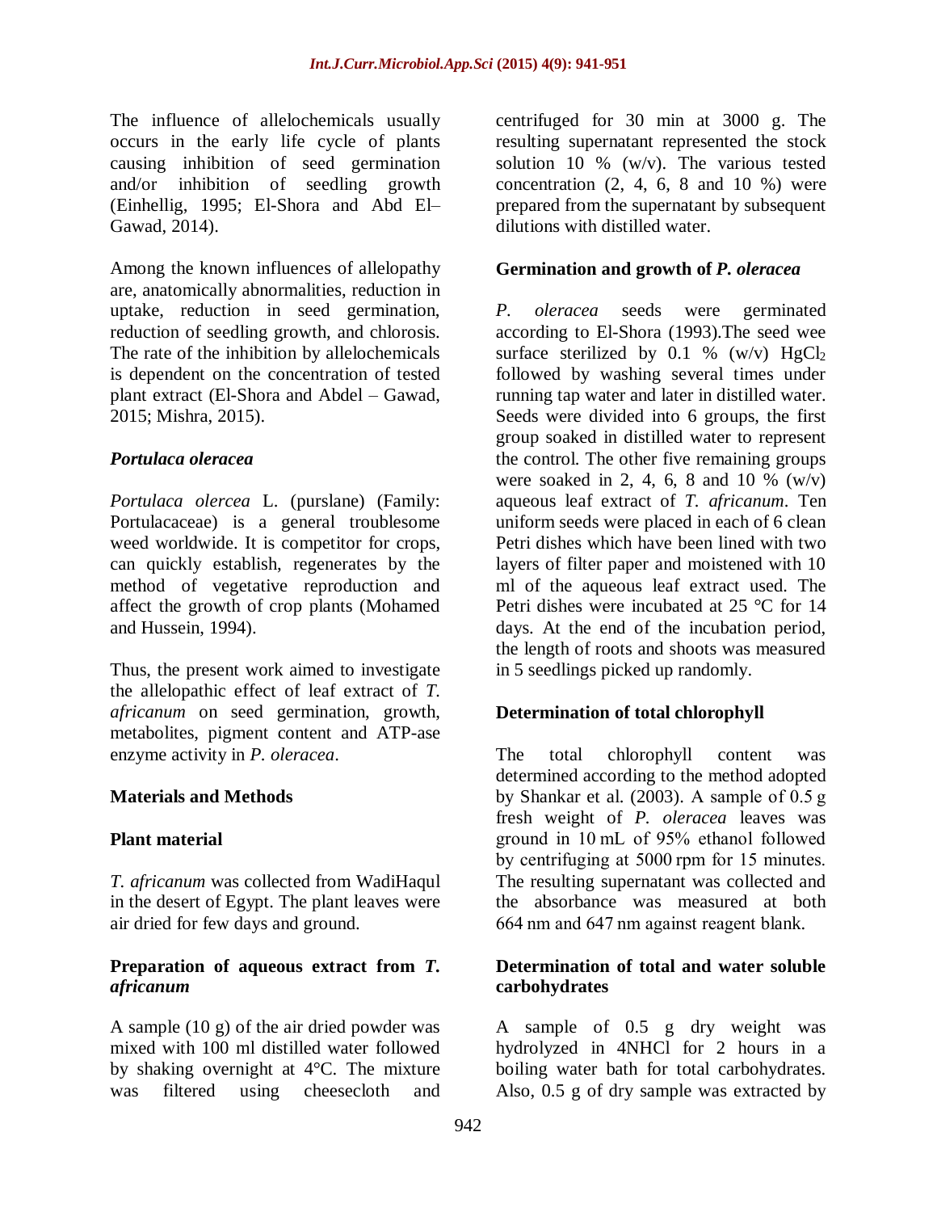The influence of allelochemicals usually occurs in the early life cycle of plants causing inhibition of seed germination and/or inhibition of seedling growth (Einhellig, 1995; El-Shora and Abd El–Gawad, 2014).

Among the known influences of allelopathy are, anatomically abnormalities, reduction in uptake, reduction in seed germination, reduction of seedling growth, and chlorosis. The rate of the inhibition by allelochemicals is dependent on the concentration of tested plant extract (El-Shora and Abdel – Gawad, 2015; Mishra, 2015).

### *Portulaca oleracea*

*Portulaca olercea* L. (purslane) (Family: Portulacaceae) is a general troublesome weed worldwide. It is competitor for crops, can quickly establish, regenerates by the method of vegetative reproduction and affect the growth of crop plants (Mohamed and Hussein, 1994).

Thus, the present work aimed to investigate the allelopathic effect of leaf extract of *T. africanum* on seed germination, growth, metabolites, pigment content and ATP-ase enzyme activity in *P. oleracea*.

## Materials and Methods

### Plant material

*T. africanum* was collected from WadiHaqul in the desert of Egypt. The plant leaves were air dried for few days and ground.

### Preparation of aqueous extract from *T. africanum*

A sample (10 g) of the air dried powder was mixed with 100 ml distilled water followed by shaking overnight at 4°C. The mixture was filtered using cheesecloth and centrifuged for 30 min at 3000 g. The resulting supernatant represented the stock solution 10 % (w/v). The various tested concentration (2, 4, 6, 8 and 10 %) were prepared from the supernatant by subsequent dilutions with distilled water.

### Germination and growth of *P. oleracea*

*P. oleracea* seeds were germinated according to El-Shora (1993).The seed wee surface sterilized by 0.1 % (w/v) $HgCl_2$ followed by washing several times under running tap water and later in distilled water. Seeds were divided into 6 groups, the first group soaked in distilled water to represent the control. The other five remaining groups were soaked in 2, 4, 6, 8 and 10 % (w/v) aqueous leaf extract of *T. africanum*. Ten uniform seeds were placed in each of 6 clean Petri dishes which have been lined with two layers of filter paper and moistened with 10 ml of the aqueous leaf extract used. The Petri dishes were incubated at 25 °C for 14 days. At the end of the incubation period, the length of roots and shoots was measured in 5 seedlings picked up randomly.

### Determination of total chlorophyll

The total chlorophyll content was determined according to the method adopted by Shankar et al. (2003). A sample of 0.5 g fresh weight of *P. oleracea* leaves was ground in 10 mL of 95% ethanol followed by centrifuging at 5000 rpm for 15 minutes. The resulting supernatant was collected and the absorbance was measured at both 664 nm and 647 nm against reagent blank.

### Determination of total and water soluble carbohydrates

A sample of 0.5 g dry weight was hydrolyzed in 4NHCl for 2 hours in a boiling water bath for total carbohydrates. Also, 0.5 g of dry sample was extracted by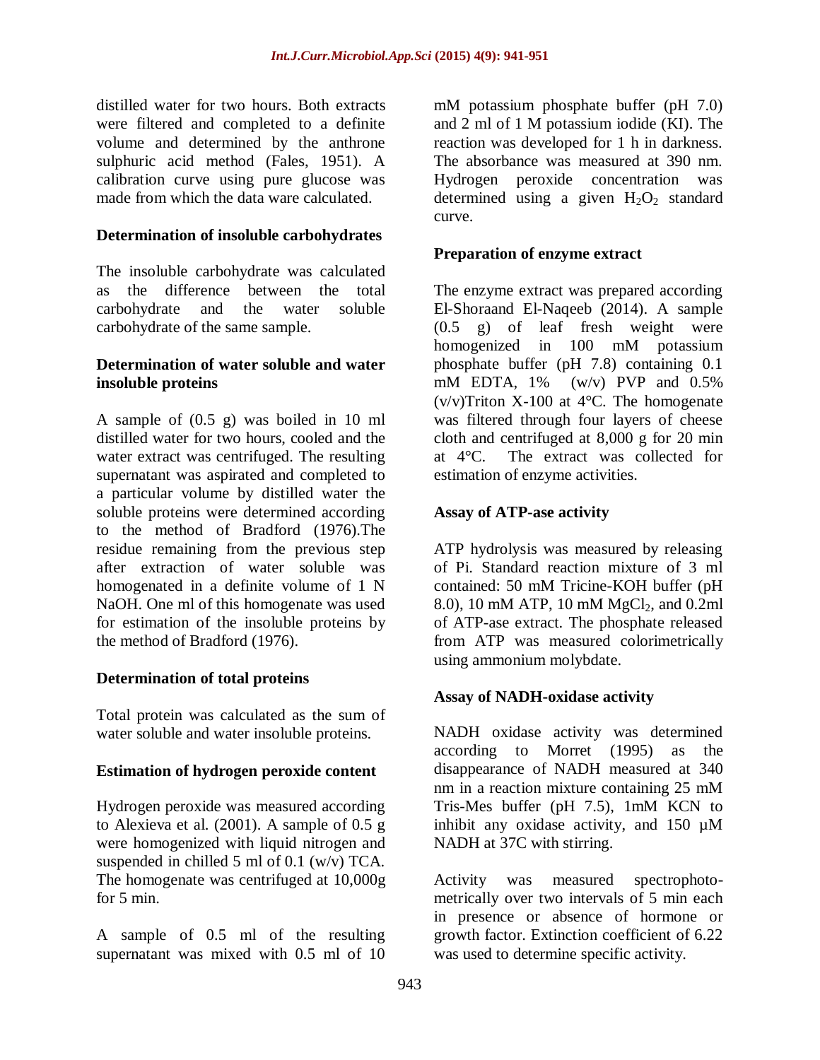distilled water for two hours. Both extracts were filtered and completed to a definite volume and determined by the anthrone sulphuric acid method (Fales, 1951). A calibration curve using pure glucose was made from which the data ware calculated.

### Determination of insoluble carbohydrates

The insoluble carbohydrate was calculated as the difference between the total carbohydrate and the water soluble carbohydrate of the same sample.

### Determination of water soluble and water insoluble proteins

A sample of (0.5 g) was boiled in 10 ml distilled water for two hours, cooled and the water extract was centrifuged. The resulting supernatant was aspirated and completed to a particular volume by distilled water the soluble proteins were determined according to the method of Bradford (1976).The residue remaining from the previous step after extraction of water soluble was homogenated in a definite volume of 1 N NaOH. One ml of this homogenate was used for estimation of the insoluble proteins by the method of Bradford (1976).

### Determination of total proteins

Total protein was calculated as the sum of water soluble and water insoluble proteins.

### Estimation of hydrogen peroxide content

Hydrogen peroxide was measured according to Alexieva et al. (2001). A sample of 0.5 g were homogenized with liquid nitrogen and suspended in chilled 5 ml of 0.1 (w/v) TCA. The homogenate was centrifuged at 10,000g for 5 min.

A sample of 0.5 ml of the resulting supernatant was mixed with 0.5 ml of 10 mM potassium phosphate buffer (pH 7.0) and 2 ml of 1 M potassium iodide (KI). The reaction was developed for 1 h in darkness. The absorbance was measured at 390 nm. Hydrogen peroxide concentration was determined using a given $H_2O_2$ standard curve.

### Preparation of enzyme extract

The enzyme extract was prepared according El-Shoraand El-Naqeeb (2014). A sample (0.5 g) of leaf fresh weight were homogenized in 100 mM potassium phosphate buffer (pH 7.8) containing 0.1 mM EDTA, 1% (w/v) PVP and 0.5% (v/v)Triton X-100 at 4°C. The homogenate was filtered through four layers of cheese cloth and centrifuged at 8,000 g for 20 min at 4°C. The extract was collected for estimation of enzyme activities.

### Assay of ATP-ase activity

ATP hydrolysis was measured by releasing of Pi. Standard reaction mixture of 3 ml contained: 50 mM Tricine-KOH buffer (pH 8.0), 10 mM ATP, 10 mM $MgCl_2$, and 0.2ml of ATP-ase extract. The phosphate released from ATP was measured colorimetrically using ammonium molybdate.

### Assay of NADH-oxidase activity

NADH oxidase activity was determined according to Morret (1995) as the disappearance of NADH measured at 340 nm in a reaction mixture containing 25 mM Tris-Mes buffer (pH 7.5), 1mM KCN to inhibit any oxidase activity, and 150 µM NADH at 37C with stirring.

Activity was measured spectrophotometrically over two intervals of 5 min each in presence or absence of hormone or growth factor. Extinction coefficient of 6.22 was used to determine specific activity.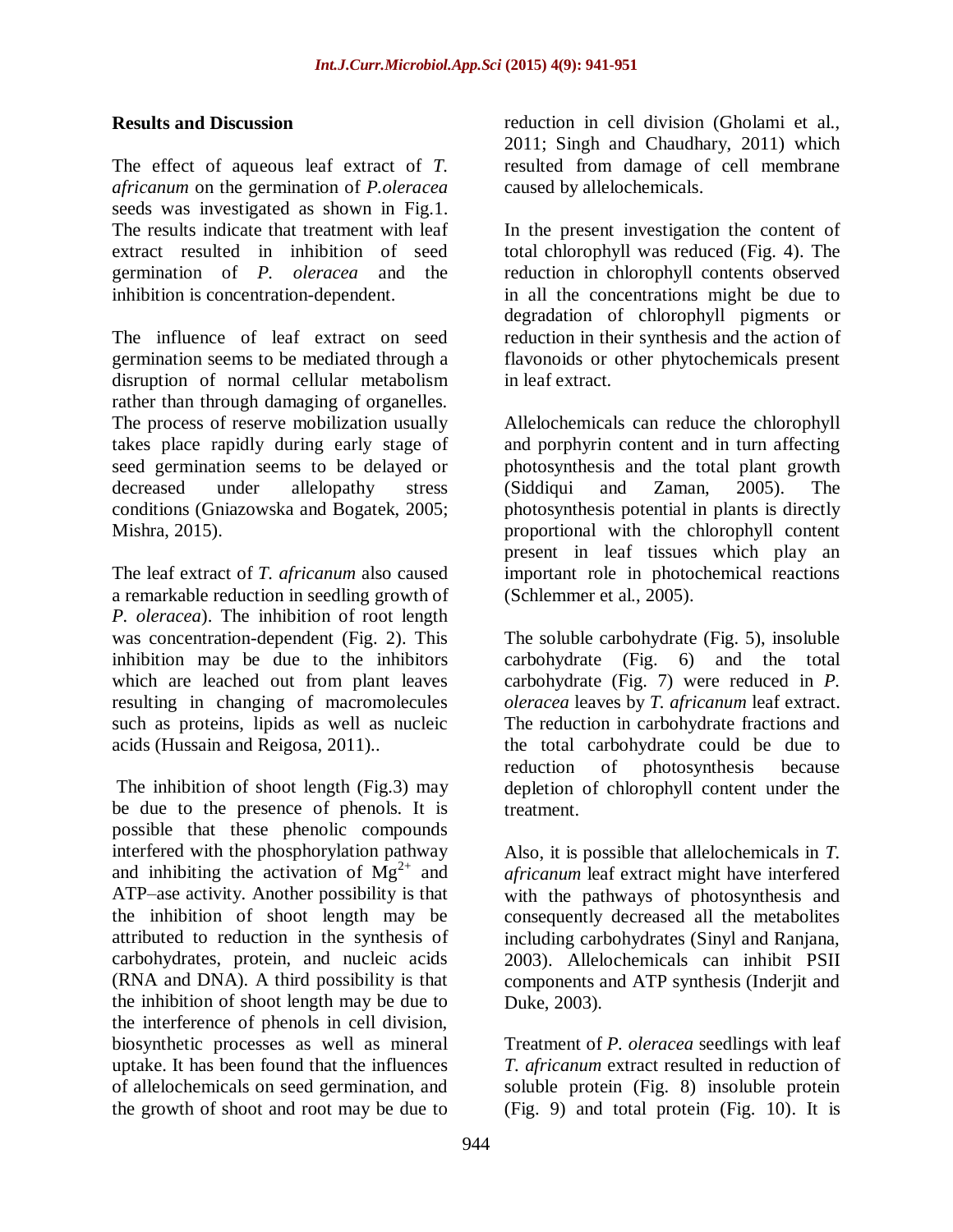## Results and Discussion

The effect of aqueous leaf extract of *T. africanum* on the germination of *P.oleracea* seeds was investigated as shown in Fig.1. The results indicate that treatment with leaf extract resulted in inhibition of seed germination of *P. oleracea* and the inhibition is concentration-dependent.

The influence of leaf extract on seed germination seems to be mediated through a disruption of normal cellular metabolism rather than through damaging of organelles. The process of reserve mobilization usually takes place rapidly during early stage of seed germination seems to be delayed or decreased under allelopathy stress conditions (Gniazowska and Bogatek, 2005; Mishra, 2015).

The leaf extract of *T. africanum* also caused a remarkable reduction in seedling growth of *P. oleracea*). The inhibition of root length was concentration-dependent (Fig. 2). This inhibition may be due to the inhibitors which are leached out from plant leaves resulting in changing of macromolecules such as proteins, lipids as well as nucleic acids (Hussain and Reigosa, 2011)..

The inhibition of shoot length (Fig.3) may be due to the presence of phenols. It is possible that these phenolic compounds interfered with the phosphorylation pathway and inhibiting the activation of $Mg^{2+}$ and ATP–ase activity. Another possibility is that the inhibition of shoot length may be attributed to reduction in the synthesis of carbohydrates, protein, and nucleic acids (RNA and DNA). A third possibility is that the inhibition of shoot length may be due to the interference of phenols in cell division, biosynthetic processes as well as mineral uptake. It has been found that the influences of allelochemicals on seed germination, and the growth of shoot and root may be due to reduction in cell division (Gholami et al., 2011; Singh and Chaudhary, 2011) which resulted from damage of cell membrane caused by allelochemicals.

In the present investigation the content of total chlorophyll was reduced (Fig. 4). The reduction in chlorophyll contents observed in all the concentrations might be due to degradation of chlorophyll pigments or reduction in their synthesis and the action of flavonoids or other phytochemicals present in leaf extract.

Allelochemicals can reduce the chlorophyll and porphyrin content and in turn affecting photosynthesis and the total plant growth (Siddiqui and Zaman, 2005). The photosynthesis potential in plants is directly proportional with the chlorophyll content present in leaf tissues which play an important role in photochemical reactions (Schlemmer et al., 2005).

The soluble carbohydrate (Fig. 5), insoluble carbohydrate (Fig. 6) and the total carbohydrate (Fig. 7) were reduced in *P. oleracea* leaves by *T. africanum* leaf extract. The reduction in carbohydrate fractions and the total carbohydrate could be due to reduction of photosynthesis because depletion of chlorophyll content under the treatment.

Also, it is possible that allelochemicals in *T. africanum* leaf extract might have interfered with the pathways of photosynthesis and consequently decreased all the metabolites including carbohydrates (Sinyl and Ranjana, 2003). Allelochemicals can inhibit PSII components and ATP synthesis (Inderjit and Duke, 2003).

Treatment of *P. oleracea* seedlings with leaf *T. africanum* extract resulted in reduction of soluble protein (Fig. 8) insoluble protein (Fig. 9) and total protein (Fig. 10). It is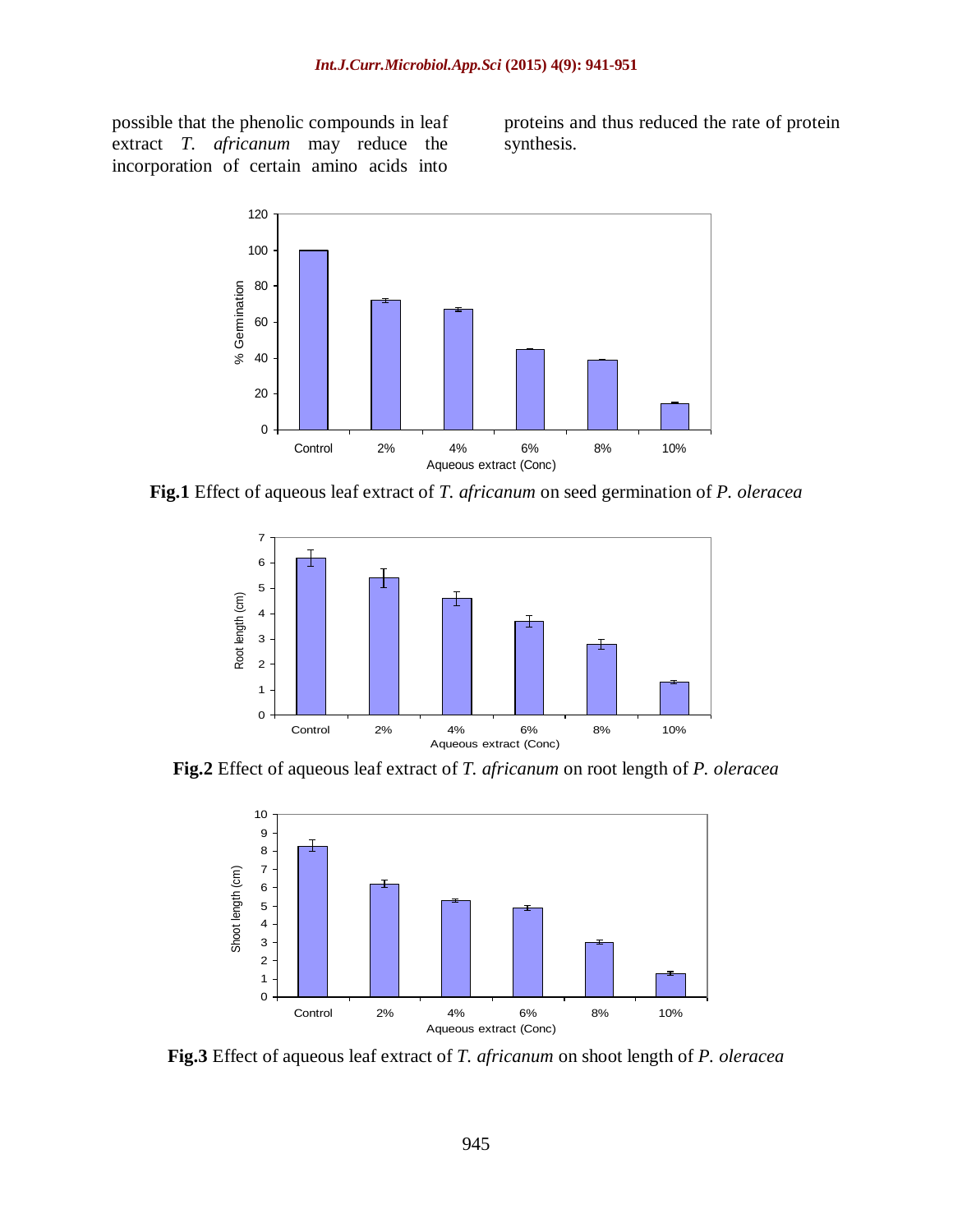possible that the phenolic compounds in leaf extract *T. africanum* may reduce the incorporation of certain amino acids into proteins and thus reduced the rate of protein synthesis.

**Fig.1** Effect of aqueous leaf extract of *T. africanum* on seed germination of *P. oleracea*

**Fig.2** Effect of aqueous leaf extract of *T. africanum* on root length of *P. oleracea*

**Fig.3** Effect of aqueous leaf extract of *T. africanum* on shoot length of *P. oleracea*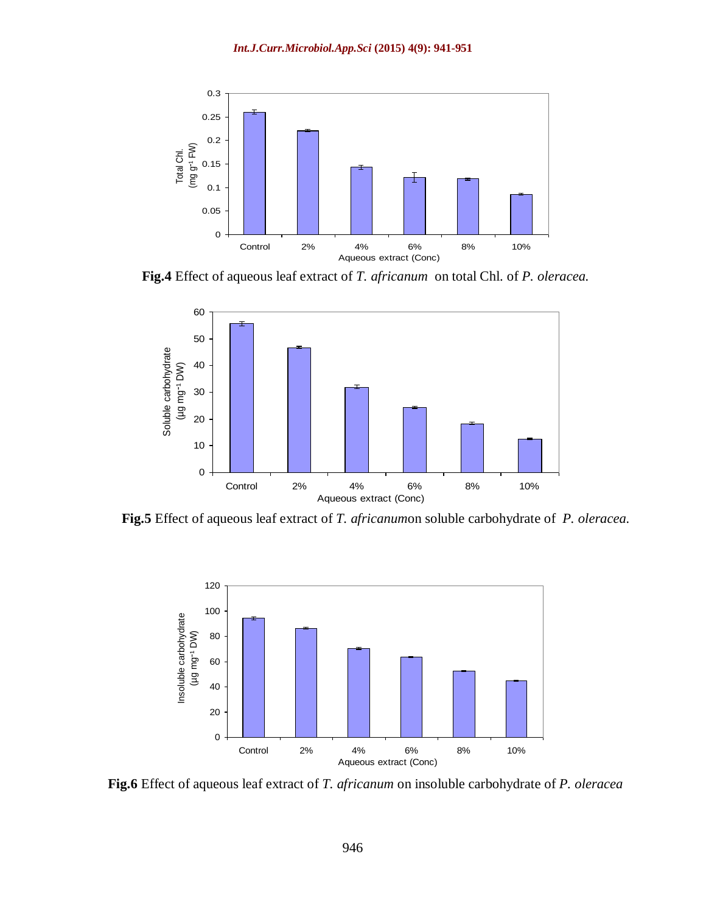**Fig.4** Effect of aqueous leaf extract of *T. africanum* on total Chl. of *P. oleracea.*

**Fig.5** Effect of aqueous leaf extract of *T. africanum*on soluble carbohydrate of *P. oleracea.*

**Fig.6** Effect of aqueous leaf extract of *T. africanum* on insoluble carbohydrate of *P. oleracea*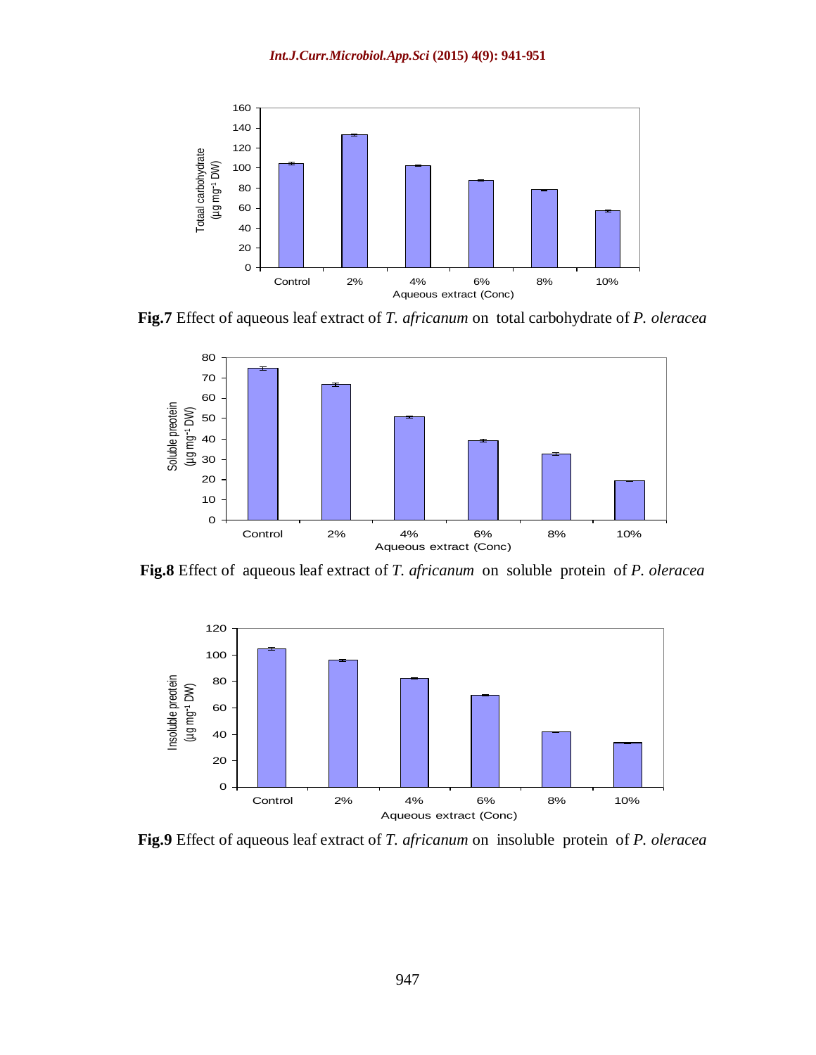**Fig.7** Effect of aqueous leaf extract of *T. africanum* on total carbohydrate of *P. oleracea*

**Fig.8** Effect of aqueous leaf extract of *T. africanum* on soluble protein of *P. oleracea*

**Fig.9** Effect of aqueous leaf extract of *T. africanum* on insoluble protein of *P. oleracea*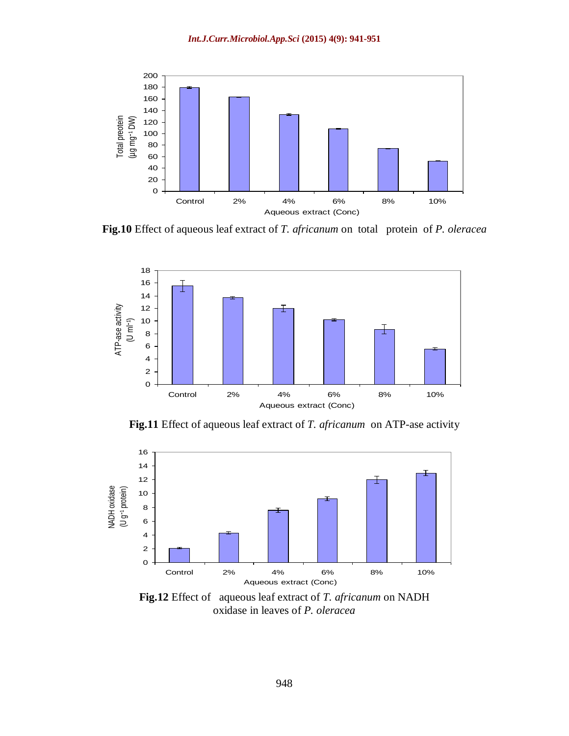**Fig.10** Effect of aqueous leaf extract of *T. africanum* on total protein of *P. oleracea*

**Fig.11** Effect of aqueous leaf extract of *T. africanum* on ATP-ase activity

**Fig.12** Effect of aqueous leaf extract of *T. africanum* on NADH oxidase in leaves of *P. oleracea*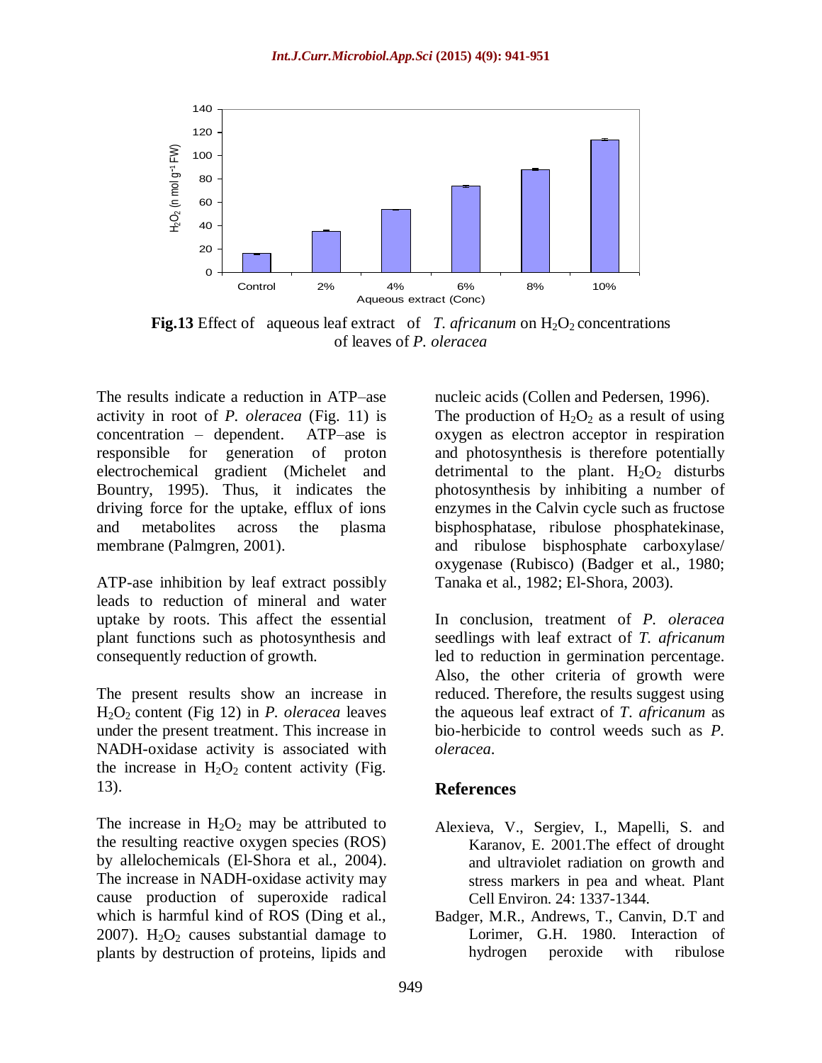**Fig.13** Effect of aqueous leaf extract of *T. africanum* on $H_2O_2$ concentrations of leaves of *P. oleracea*

The results indicate a reduction in ATP–ase activity in root of *P. oleracea* (Fig. 11) is concentration – dependent. ATP–ase is responsible for generation of proton electrochemical gradient (Michelet and Bountry, 1995). Thus, it indicates the driving force for the uptake, efflux of ions and metabolites across the plasma membrane (Palmgren, 2001).

ATP-ase inhibition by leaf extract possibly leads to reduction of mineral and water uptake by roots. This affect the essential plant functions such as photosynthesis and consequently reduction of growth.

The present results show an increase in $H_2O_2$ content (Fig 12) in *P. oleracea* leaves under the present treatment. This increase in NADH-oxidase activity is associated with the increase in $H_2O_2$ content activity (Fig. 13).

The increase in $H_2O_2$ may be attributed to the resulting reactive oxygen species (ROS) by allelochemicals (El-Shora et al., 2004). The increase in NADH-oxidase activity may cause production of superoxide radical which is harmful kind of ROS (Ding et al., 2007). $H_2O_2$ causes substantial damage to plants by destruction of proteins, lipids and nucleic acids (Collen and Pedersen, 1996). The production of $H_2O_2$ as a result of using oxygen as electron acceptor in respiration and photosynthesis is therefore potentially detrimental to the plant. $H_2O_2$ disturbs photosynthesis by inhibiting a number of enzymes in the Calvin cycle such as fructose bisphosphatase, ribulose phosphatekinase, and ribulose bisphosphate carboxylase/ oxygenase (Rubisco) (Badger et al., 1980; Tanaka et al., 1982; El-Shora, 2003).

In conclusion, treatment of *P. oleracea* seedlings with leaf extract of *T. africanum* led to reduction in germination percentage. Also, the other criteria of growth were reduced. Therefore, the results suggest using the aqueous leaf extract of *T. africanum* as bio-herbicide to control weeds such as *P. oleracea*.

## References

Alexieva, V., Sergiev, I., Mapelli, S. and Karanov, E. 2001.The effect of drought and ultraviolet radiation on growth and stress markers in pea and wheat. Plant Cell Environ. 24: 1337-1344.

Badger, M.R., Andrews, T., Canvin, D.T and Lorimer, G.H. 1980. Interaction of hydrogen peroxide with ribulose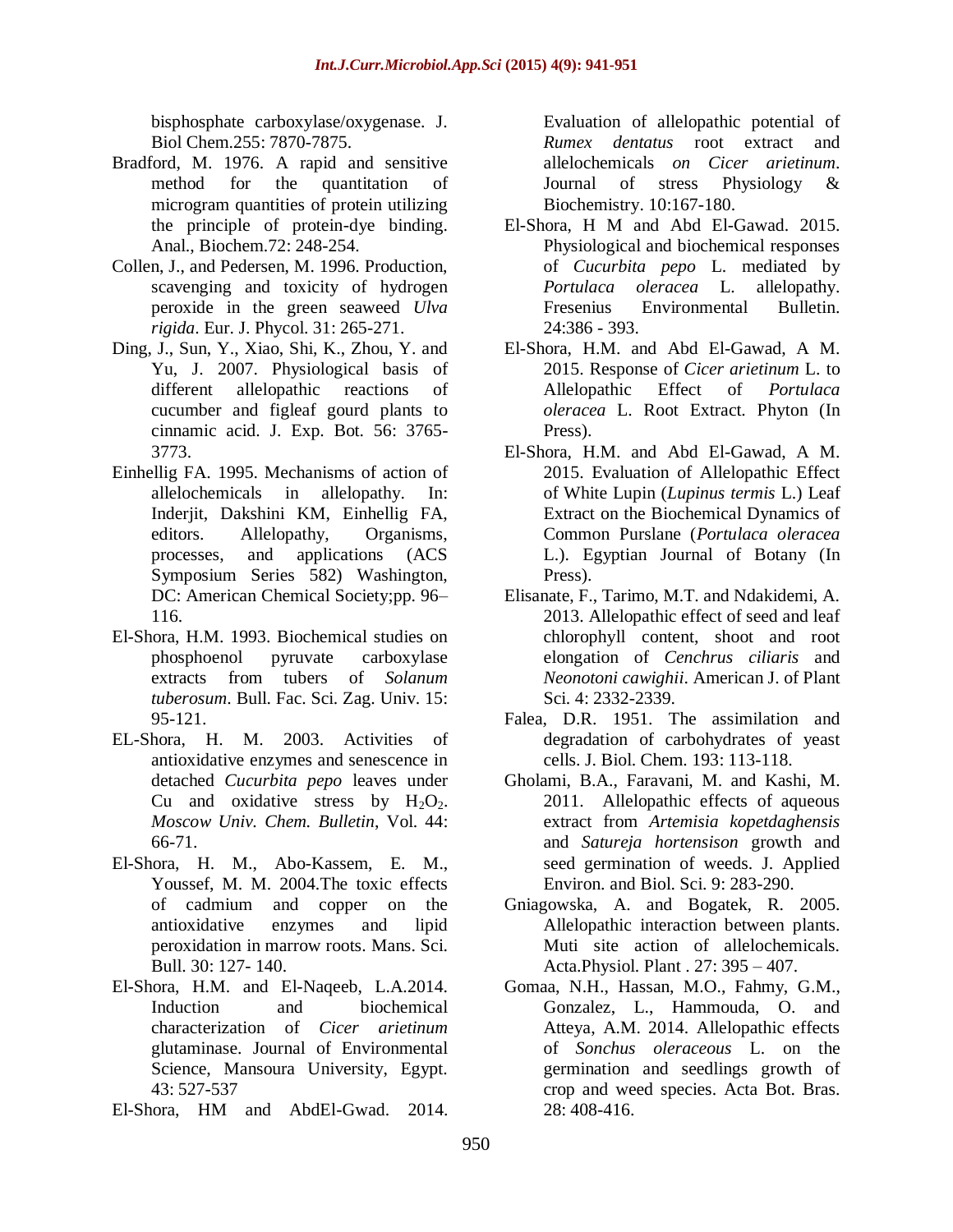bisphosphate carboxylase/oxygenase. J. Biol Chem.255: 7870-7875.

Bradford, M. 1976. A rapid and sensitive method for the quantitation of microgram quantities of protein utilizing the principle of protein-dye binding. Anal., Biochem.72: 248-254.

Collen, J., and Pedersen, M. 1996. Production, scavenging and toxicity of hydrogen peroxide in the green seaweed *Ulva rigida*. Eur. J. Phycol. 31: 265-271.

Ding, J., Sun, Y., Xiao, Shi, K., Zhou, Y. and Yu, J. 2007. Physiological basis of different allelopathic reactions of cucumber and figleaf gourd plants to cinnamic acid. J. Exp. Bot. 56: 3765-3773.

Einhellig FA. 1995. Mechanisms of action of allelochemicals in allelopathy. In: Inderjit, Dakshini KM, Einhellig FA, editors. Allelopathy, Organisms, processes, and applications (ACS Symposium Series 582) Washington, DC: American Chemical Society;pp. 96–116.

El-Shora, H.M. 1993. Biochemical studies on phosphoenol pyruvate carboxylase extracts from tubers of *Solanum tuberosum*. Bull. Fac. Sci. Zag. Univ. 15: 95-121.

EL-Shora, H. M. 2003. Activities of antioxidative enzymes and senescence in detached *Cucurbita pepo* leaves under Cu and oxidative stress by $H_2O_2$. *Moscow Univ. Chem. Bulletin*, Vol. 44: 66-71.

El-Shora, H. M., Abo-Kassem, E. M., Youssef, M. M. 2004.The toxic effects of cadmium and copper on the antioxidative enzymes and lipid peroxidation in marrow roots. Mans. Sci. Bull. 30: 127- 140.

El-Shora, H.M. and El-Naqeeb, L.A.2014. Induction and biochemical characterization of *Cicer arietinum* glutaminase. Journal of Environmental Science, Mansoura University, Egypt. 43: 527-537

El-Shora, HM and AbdEl-Gwad. 2014. Evaluation of allelopathic potential of *Rumex dentatus* root extract and allelochemicals *on Cicer arietinum*. Journal of stress Physiology & Biochemistry. 10:167-180.

El-Shora, H M and Abd El-Gawad. 2015. Physiological and biochemical responses of *Cucurbita pepo* L. mediated by *Portulaca oleracea* L. allelopathy. Fresenius Environmental Bulletin. 24:386 - 393.

El-Shora, H.M. and Abd El-Gawad, A M. 2015. Response of *Cicer arietinum* L. to Allelopathic Effect of *Portulaca oleracea* L. Root Extract. Phyton (In Press).

El-Shora, H.M. and Abd El-Gawad, A M. 2015. Evaluation of Allelopathic Effect of White Lupin (*Lupinus termis* L.) Leaf Extract on the Biochemical Dynamics of Common Purslane (*Portulaca oleracea* L.). Egyptian Journal of Botany (In Press).

Elisanate, F., Tarimo, M.T. and Ndakidemi, A. 2013. Allelopathic effect of seed and leaf chlorophyll content, shoot and root elongation of *Cenchrus ciliaris* and *Neonotoni cawighii*. American J. of Plant Sci. 4: 2332-2339.

Falea, D.R. 1951. The assimilation and degradation of carbohydrates of yeast cells. J. Biol. Chem. 193: 113-118.

Gholami, B.A., Faravani, M. and Kashi, M. 2011. Allelopathic effects of aqueous extract from *Artemisia kopetdaghensis* and *Satureja hortensison* growth and seed germination of weeds. J. Applied Environ. and Biol. Sci. 9: 283-290.

Gniagowska, A. and Bogatek, R. 2005. Allelopathic interaction between plants. Muti site action of allelochemicals. Acta.Physiol. Plant . 27: 395 – 407.

Gomaa, N.H., Hassan, M.O., Fahmy, G.M., Gonzalez, L., Hammouda, O. and Atteya, A.M. 2014. Allelopathic effects of *Sonchus oleraceous* L. on the germination and seedlings growth of crop and weed species. Acta Bot. Bras. 28: 408-416.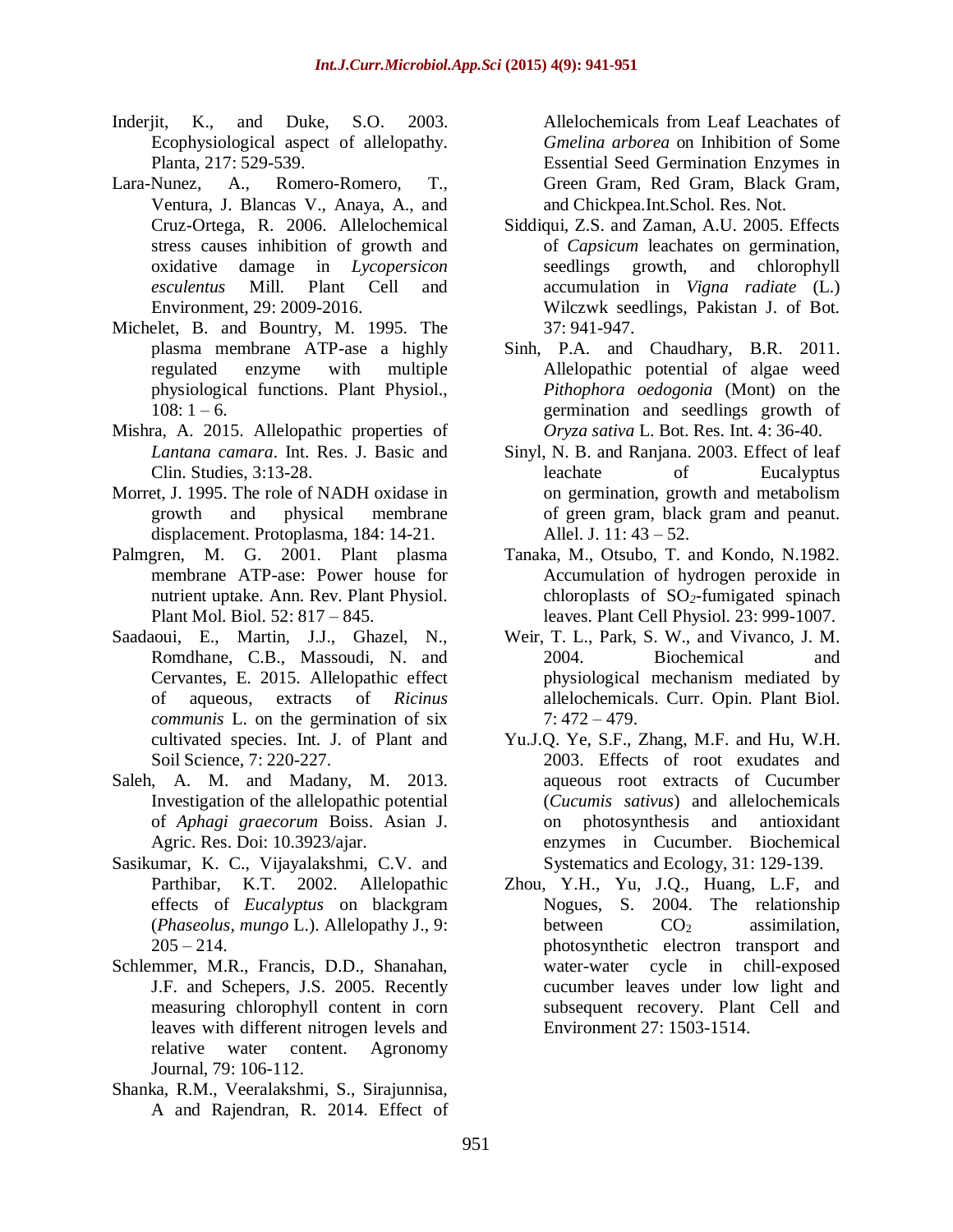Inderjit, K., and Duke, S.O. 2003. Ecophysiological aspect of allelopathy. Planta, 217: 529-539.

Lara-Nunez, A., Romero-Romero, T., Ventura, J. Blancas V., Anaya, A., and Cruz-Ortega, R. 2006. Allelochemical stress causes inhibition of growth and oxidative damage in *Lycopersicon esculentus* Mill. Plant Cell and Environment, 29: 2009-2016.

Michelet, B. and Bountry, M. 1995. The plasma membrane ATP-ase a highly regulated enzyme with multiple physiological functions. Plant Physiol., 108: 1 – 6.

Mishra, A. 2015. Allelopathic properties of *Lantana camara*. Int. Res. J. Basic and Clin. Studies, 3:13-28.

Morret, J. 1995. The role of NADH oxidase in growth and physical membrane displacement. Protoplasma, 184: 14-21.

Palmgren, M. G. 2001. Plant plasma membrane ATP-ase: Power house for nutrient uptake. Ann. Rev. Plant Physiol. Plant Mol. Biol. 52: 817 – 845.

Saadaoui, E., Martin, J.J., Ghazel, N., Romdhane, C.B., Massoudi, N. and Cervantes, E. 2015. Allelopathic effect of aqueous, extracts of *Ricinus communis* L. on the germination of six cultivated species. Int. J. of Plant and Soil Science, 7: 220-227.

Saleh, A. M. and Madany, M. 2013. Investigation of the allelopathic potential of *Aphagi graecorum* Boiss. Asian J. Agric. Res. Doi: 10.3923/ajar.

Sasikumar, K. C., Vijayalakshmi, C.V. and Parthibar, K.T. 2002. Allelopathic effects of *Eucalyptus* on blackgram (*Phaseolus, mungo* L.). Allelopathy J., 9: 205 – 214.

Schlemmer, M.R., Francis, D.D., Shanahan, J.F. and Schepers, J.S. 2005. Recently measuring chlorophyll content in corn leaves with different nitrogen levels and relative water content. Agronomy Journal, 79: 106-112.

Shanka, R.M., Veeralakshmi, S., Sirajunnisa, A and Rajendran, R. 2014. Effect of Allelochemicals from Leaf Leachates of *Gmelina arborea* on Inhibition of Some Essential Seed Germination Enzymes in Green Gram, Red Gram, Black Gram, and Chickpea.Int.Schol. Res. Not.

Siddiqui, Z.S. and Zaman, A.U. 2005. Effects of *Capsicum* leachates on germination, seedlings growth, and chlorophyll accumulation in *Vigna radiate* (L.) Wilczwk seedlings, Pakistan J. of Bot. 37: 941-947.

Sinh, P.A. and Chaudhary, B.R. 2011. Allelopathic potential of algae weed *Pithophora oedogonia* (Mont) on the germination and seedlings growth of *Oryza sativa* L. Bot. Res. Int. 4: 36-40.

Sinyl, N. B. and Ranjana. 2003. Effect of leaf leachate of Eucalyptus on germination, growth and metabolism of green gram, black gram and peanut. Allel. J. 11: 43 – 52.

Tanaka, M., Otsubo, T. and Kondo, N.1982. Accumulation of hydrogen peroxide in chloroplasts of $SO_2$-fumigated spinach leaves. Plant Cell Physiol. 23: 999-1007.

Weir, T. L., Park, S. W., and Vivanco, J. M. 2004. Biochemical and physiological mechanism mediated by allelochemicals. Curr. Opin. Plant Biol. 7: 472 – 479.

Yu.J.Q. Ye, S.F., Zhang, M.F. and Hu, W.H. 2003. Effects of root exudates and aqueous root extracts of Cucumber (*Cucumis sativus*) and allelochemicals on photosynthesis and antioxidant enzymes in Cucumber. Biochemical Systematics and Ecology, 31: 129-139.

Zhou, Y.H., Yu, J.Q., Huang, L.F, and Nogues, S. 2004. The relationship between $CO_2$ assimilation, photosynthetic electron transport and water-water cycle in chill-exposed cucumber leaves under low light and subsequent recovery. Plant Cell and Environment 27: 1503-1514.